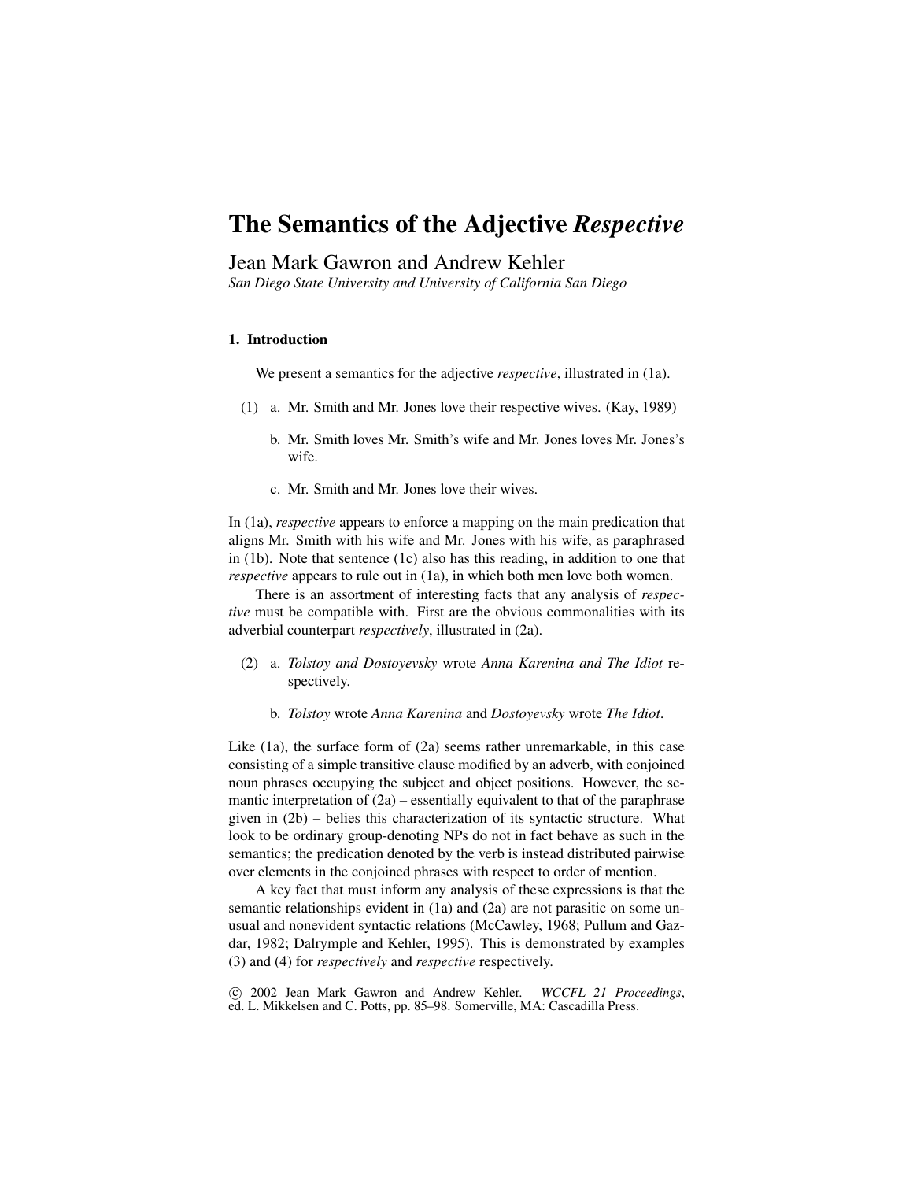# The Semantics of the Adjective *Respective*

Jean Mark Gawron and Andrew Kehler

*San Diego State University and University of California San Diego*

## 1. Introduction

We present a semantics for the adjective *respective*, illustrated in (1a).

(1) a. Mr. Smith and Mr. Jones love their respective wives. (Kay, 1989)

b. Mr. Smith loves Mr. Smith's wife and Mr. Jones loves Mr. Jones's wife.

c. Mr. Smith and Mr. Jones love their wives.

In (1a), *respective* appears to enforce a mapping on the main predication that aligns Mr. Smith with his wife and Mr. Jones with his wife, as paraphrased in (1b). Note that sentence (1c) also has this reading, in addition to one that *respective* appears to rule out in (1a), in which both men love both women.

There is an assortment of interesting facts that any analysis of *respective* must be compatible with. First are the obvious commonalities with its adverbial counterpart *respectively*, illustrated in (2a).

(2) a. *Tolstoy and Dostoyevsky* wrote *Anna Karenina and The Idiot* respectively.

b. *Tolstoy* wrote *Anna Karenina* and *Dostoyevsky* wrote *The Idiot*.

Like (1a), the surface form of (2a) seems rather unremarkable, in this case consisting of a simple transitive clause modified by an adverb, with conjoined noun phrases occupying the subject and object positions. However, the semantic interpretation of (2a) – essentially equivalent to that of the paraphrase given in (2b) – belies this characterization of its syntactic structure. What look to be ordinary group-denoting NPs do not in fact behave as such in the semantics; the predication denoted by the verb is instead distributed pairwise over elements in the conjoined phrases with respect to order of mention.

A key fact that must inform any analysis of these expressions is that the semantic relationships evident in (1a) and (2a) are not parasitic on some unusual and nonevident syntactic relations (McCawley, 1968; Pullum and Gazdar, 1982; Dalrymple and Kehler, 1995). This is demonstrated by examples (3) and (4) for *respectively* and *respective* respectively.

© 2002 Jean Mark Gawron and Andrew Kehler. *WCCFL 21 Proceedings*, ed. L. Mikkelsen and C. Potts, pp. 85–98. Somerville, MA: Cascadilla Press.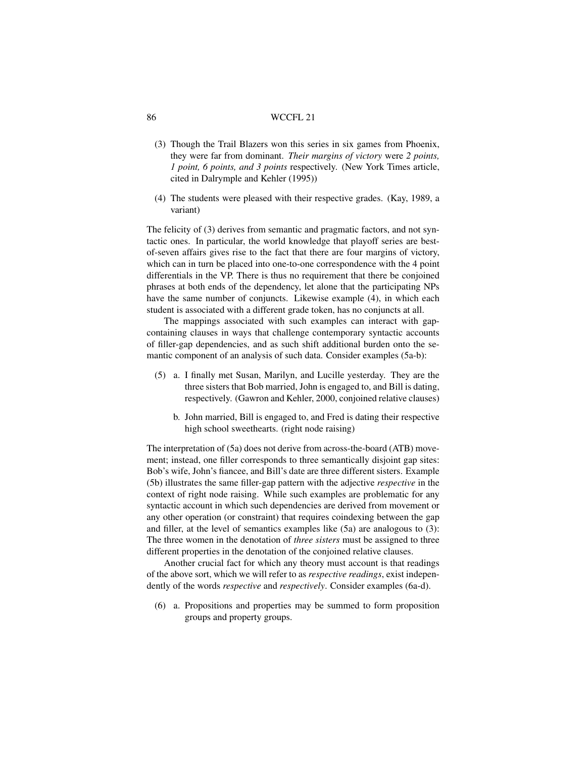(3) Though the Trail Blazers won this series in six games from Phoenix, they were far from dominant. *Their margins of victory* were *2 points, 1 point, 6 points, and 3 points* respectively. (New York Times article, cited in Dalrymple and Kehler (1995))

(4) The students were pleased with their respective grades. (Kay, 1989, a variant)

The felicity of (3) derives from semantic and pragmatic factors, and not syntactic ones. In particular, the world knowledge that playoff series are best-of-seven affairs gives rise to the fact that there are four margins of victory, which can in turn be placed into one-to-one correspondence with the 4 point differentials in the VP. There is thus no requirement that there be conjoined phrases at both ends of the dependency, let alone that the participating NPs have the same number of conjuncts. Likewise example (4), in which each student is associated with a different grade token, has no conjuncts at all.

The mappings associated with such examples can interact with gap-containing clauses in ways that challenge contemporary syntactic accounts of filler-gap dependencies, and as such shift additional burden onto the semantic component of an analysis of such data. Consider examples (5a-b):

(5) a. I finally met Susan, Marilyn, and Lucille yesterday. They are the three sisters that Bob married, John is engaged to, and Bill is dating, respectively. (Gawron and Kehler, 2000, conjoined relative clauses)

b. John married, Bill is engaged to, and Fred is dating their respective high school sweethearts. (right node raising)

The interpretation of (5a) does not derive from across-the-board (ATB) movement; instead, one filler corresponds to three semantically disjoint gap sites: Bob's wife, John's fiancee, and Bill's date are three different sisters. Example (5b) illustrates the same filler-gap pattern with the adjective *respective* in the context of right node raising. While such examples are problematic for any syntactic account in which such dependencies are derived from movement or any other operation (or constraint) that requires coindexing between the gap and filler, at the level of semantics examples like (5a) are analogous to (3): The three women in the denotation of *three sisters* must be assigned to three different properties in the denotation of the conjoined relative clauses.

Another crucial fact for which any theory must account is that readings of the above sort, which we will refer to as *respective readings*, exist independently of the words *respective* and *respectively*. Consider examples (6a-d).

(6) a. Propositions and properties may be summed to form proposition groups and property groups.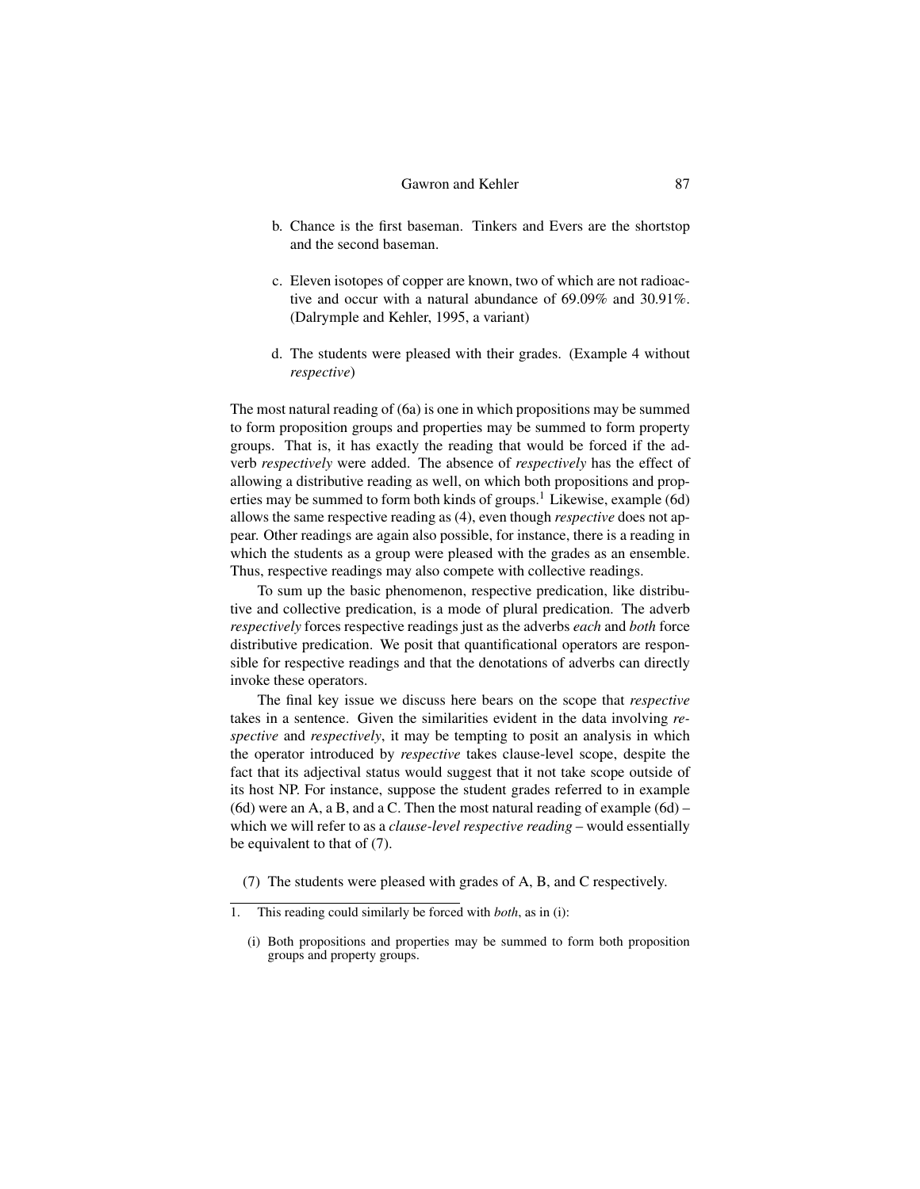b. Chance is the first baseman. Tinkers and Evers are the shortstop and the second baseman.

c. Eleven isotopes of copper are known, two of which are not radioactive and occur with a natural abundance of 69.09% and 30.91%. (Dalrymple and Kehler, 1995, a variant)

d. The students were pleased with their grades. (Example 4 without *respective*)

The most natural reading of (6a) is one in which propositions may be summed to form proposition groups and properties may be summed to form property groups. That is, it has exactly the reading that would be forced if the adverb *respectively* were added. The absence of *respectively* has the effect of allowing a distributive reading as well, on which both propositions and properties may be summed to form both kinds of groups.[1] Likewise, example (6d) allows the same respective reading as (4), even though *respective* does not appear. Other readings are again also possible, for instance, there is a reading in which the students as a group were pleased with the grades as an ensemble. Thus, respective readings may also compete with collective readings.

To sum up the basic phenomenon, respective predication, like distributive and collective predication, is a mode of plural predication. The adverb *respectively* forces respective readings just as the adverbs *each* and *both* force distributive predication. We posit that quantificational operators are responsible for respective readings and that the denotations of adverbs can directly invoke these operators.

The final key issue we discuss here bears on the scope that *respective* takes in a sentence. Given the similarities evident in the data involving *respective* and *respectively*, it may be tempting to posit an analysis in which the operator introduced by *respective* takes clause-level scope, despite the fact that its adjectival status would suggest that it not take scope outside of its host NP. For instance, suppose the student grades referred to in example (6d) were an A, a B, and a C. Then the most natural reading of example (6d) – which we will refer to as a *clause-level respective reading* – would essentially be equivalent to that of (7).

(7) The students were pleased with grades of A, B, and C respectively.

---

1. This reading could similarly be forced with *both*, as in (i):

   (i) Both propositions and properties may be summed to form both proposition groups and property groups.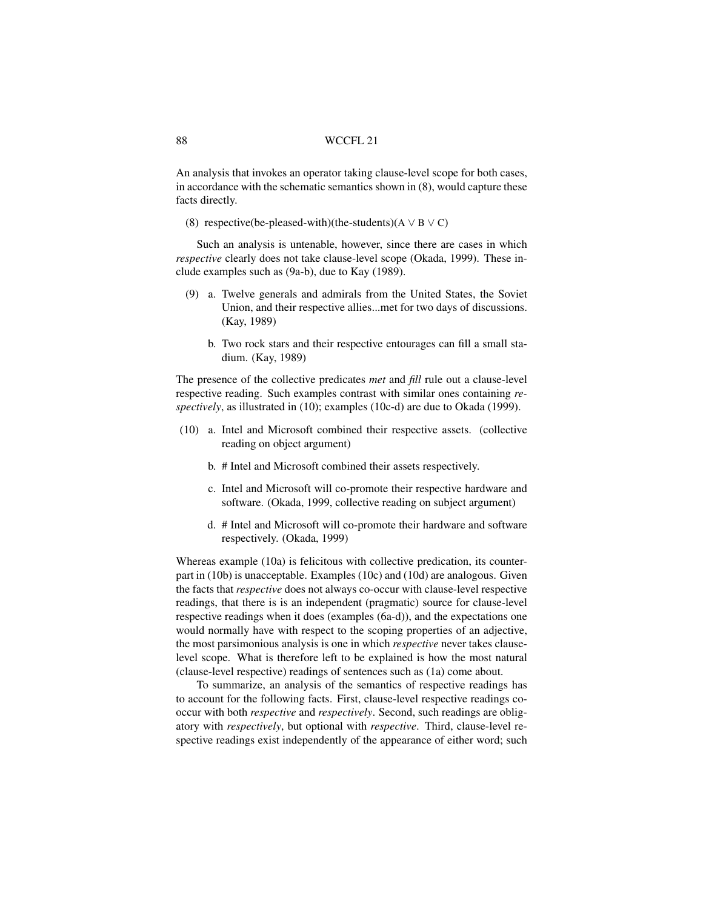An analysis that invokes an operator taking clause-level scope for both cases, in accordance with the schematic semantics shown in (8), would capture these facts directly.

(8) respective(be-pleased-with)(the-students)($A \vee B \vee C$)

Such an analysis is untenable, however, since there are cases in which *respective* clearly does not take clause-level scope (Okada, 1999). These include examples such as (9a-b), due to Kay (1989).

(9) a. Twelve generals and admirals from the United States, the Soviet Union, and their respective allies...met for two days of discussions. (Kay, 1989)

b. Two rock stars and their respective entourages can fill a small stadium. (Kay, 1989)

The presence of the collective predicates *met* and *fill* rule out a clause-level respective reading. Such examples contrast with similar ones containing *respectively*, as illustrated in (10); examples (10c-d) are due to Okada (1999).

(10) a. Intel and Microsoft combined their respective assets. (collective reading on object argument)

b. # Intel and Microsoft combined their assets respectively.

c. Intel and Microsoft will co-promote their respective hardware and software. (Okada, 1999, collective reading on subject argument)

d. # Intel and Microsoft will co-promote their hardware and software respectively. (Okada, 1999)

Whereas example (10a) is felicitous with collective predication, its counterpart in (10b) is unacceptable. Examples (10c) and (10d) are analogous. Given the facts that *respective* does not always co-occur with clause-level respective readings, that there is is an independent (pragmatic) source for clause-level respective readings when it does (examples (6a-d)), and the expectations one would normally have with respect to the scoping properties of an adjective, the most parsimonious analysis is one in which *respective* never takes clause-level scope. What is therefore left to be explained is how the most natural (clause-level respective) readings of sentences such as (1a) come about.

To summarize, an analysis of the semantics of respective readings has to account for the following facts. First, clause-level respective readings co-occur with both *respective* and *respectively*. Second, such readings are obligatory with *respectively*, but optional with *respective*. Third, clause-level respective readings exist independently of the appearance of either word; such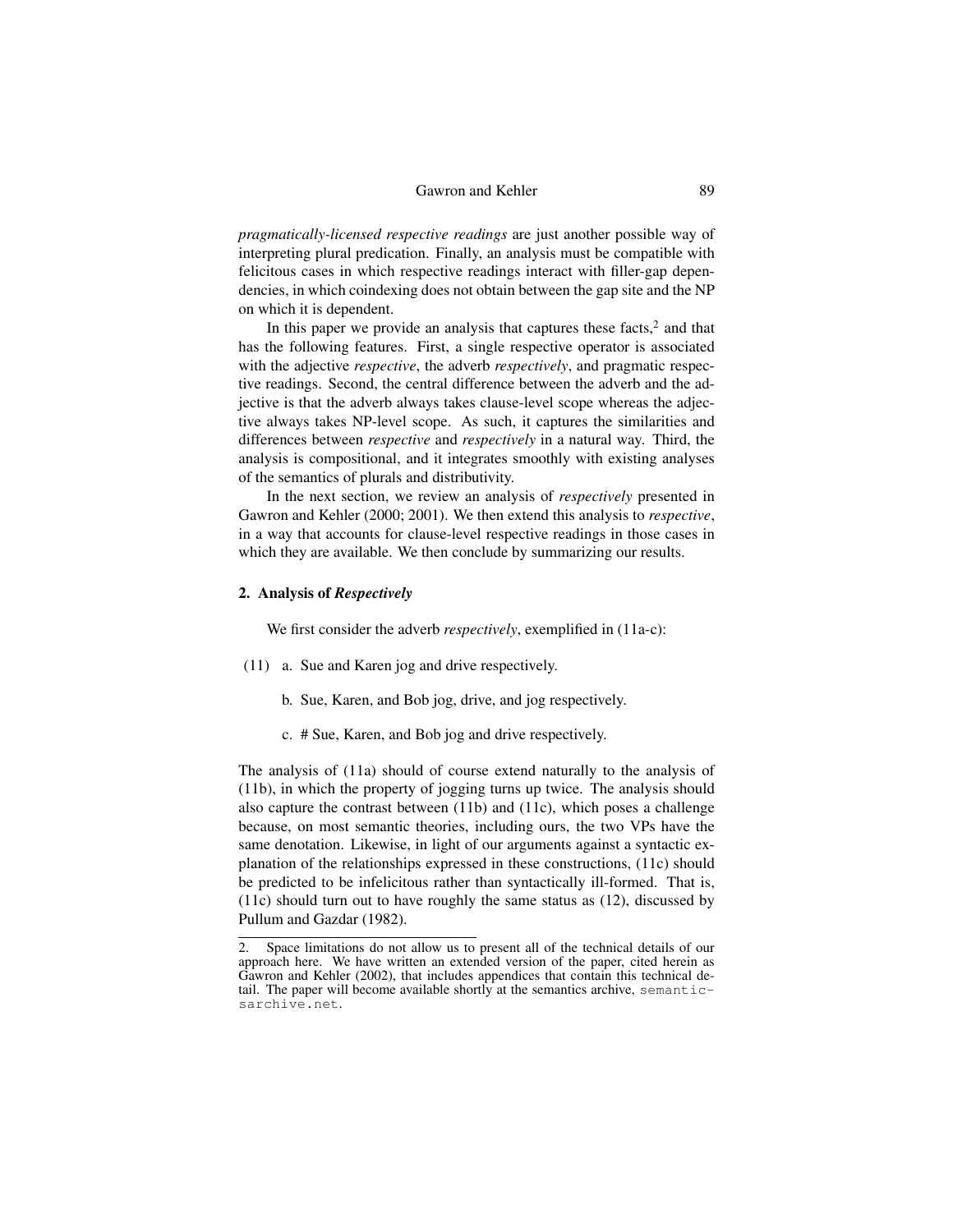*pragmatically-licensed respective readings* are just another possible way of interpreting plural predication. Finally, an analysis must be compatible with felicitous cases in which respective readings interact with filler-gap dependencies, in which coindexing does not obtain between the gap site and the NP on which it is dependent.

In this paper we provide an analysis that captures these facts,[2] and that has the following features. First, a single respective operator is associated with the adjective *respective*, the adverb *respectively*, and pragmatic respective readings. Second, the central difference between the adverb and the adjective is that the adverb always takes clause-level scope whereas the adjective always takes NP-level scope. As such, it captures the similarities and differences between *respective* and *respectively* in a natural way. Third, the analysis is compositional, and it integrates smoothly with existing analyses of the semantics of plurals and distributivity.

In the next section, we review an analysis of *respectively* presented in Gawron and Kehler (2000; 2001). We then extend this analysis to *respective*, in a way that accounts for clause-level respective readings in those cases in which they are available. We then conclude by summarizing our results.

## 2. Analysis of *Respectively*

We first consider the adverb *respectively*, exemplified in (11a-c):

(11) a. Sue and Karen jog and drive respectively.

b. Sue, Karen, and Bob jog, drive, and jog respectively.

c. # Sue, Karen, and Bob jog and drive respectively.

The analysis of (11a) should of course extend naturally to the analysis of (11b), in which the property of jogging turns up twice. The analysis should also capture the contrast between (11b) and (11c), which poses a challenge because, on most semantic theories, including ours, the two VPs have the same denotation. Likewise, in light of our arguments against a syntactic explanation of the relationships expressed in these constructions, (11c) should be predicted to be infelicitous rather than syntactically ill-formed. That is, (11c) should turn out to have roughly the same status as (12), discussed by Pullum and Gazdar (1982).

2. Space limitations do not allow us to present all of the technical details of our approach here. We have written an extended version of the paper, cited herein as Gawron and Kehler (2002), that includes appendices that contain this technical detail. The paper will become available shortly at the semantics archive, `semanticsarchive.net`.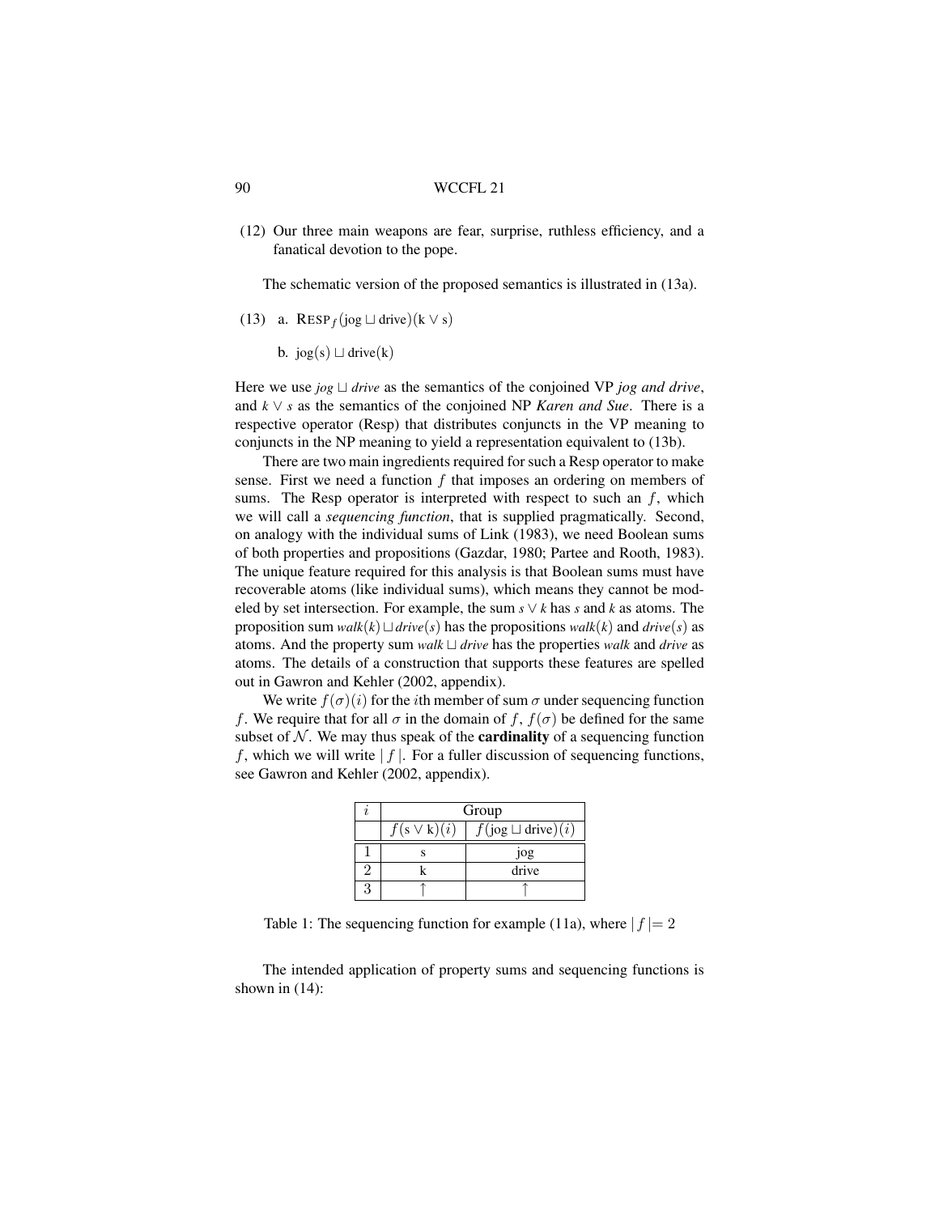(12) Our three main weapons are fear, surprise, ruthless efficiency, and a fanatical devotion to the pope.

The schematic version of the proposed semantics is illustrated in (13a).

(13) a. $\text{RESP}_f(\text{jog} \sqcup \text{drive})(\text{k} \vee \text{s})$

b. $\text{jog}(\text{s}) \sqcup \text{drive}(\text{k})$

Here we use $jog \sqcup drive$ as the semantics of the conjoined VP *jog and drive*, and $k \vee s$ as the semantics of the conjoined NP *Karen and Sue*. There is a respective operator (Resp) that distributes conjuncts in the VP meaning to conjuncts in the NP meaning to yield a representation equivalent to (13b).

There are two main ingredients required for such a Resp operator to make sense. First we need a function $f$ that imposes an ordering on members of sums. The Resp operator is interpreted with respect to such an $f$, which we will call a *sequencing function*, that is supplied pragmatically. Second, on analogy with the individual sums of Link (1983), we need Boolean sums of both properties and propositions (Gazdar, 1980; Partee and Rooth, 1983). The unique feature required for this analysis is that Boolean sums must have recoverable atoms (like individual sums), which means they cannot be modeled by set intersection. For example, the sum $s \vee k$ has $s$ and $k$ as atoms. The proposition sum $walk(k) \sqcup drive(s)$ has the propositions $walk(k)$ and $drive(s)$ as atoms. And the property sum $walk \sqcup drive$ has the properties $walk$ and $drive$ as atoms. The details of a construction that supports these features are spelled out in Gawron and Kehler (2002, appendix).

We write $f(\sigma)(i)$ for the $i$th member of sum $\sigma$ under sequencing function $f$. We require that for all $\sigma$ in the domain of $f$, $f(\sigma)$ be defined for the same subset of $\mathcal{N}$. We may thus speak of the **cardinality** of a sequencing function $f$, which we will write $|f|$. For a fuller discussion of sequencing functions, see Gawron and Kehler (2002, appendix).

| $i$ | Group | |
|---|---|---|
| | $f(\text{s} \vee \text{k})(i)$ | $f(\text{jog} \sqcup \text{drive})(i)$ |
| 1 | s | jog |
| 2 | k | drive |
| 3 | $\uparrow$ | $\uparrow$ |

Table 1: The sequencing function for example (11a), where $|f| = 2$

The intended application of property sums and sequencing functions is shown in (14):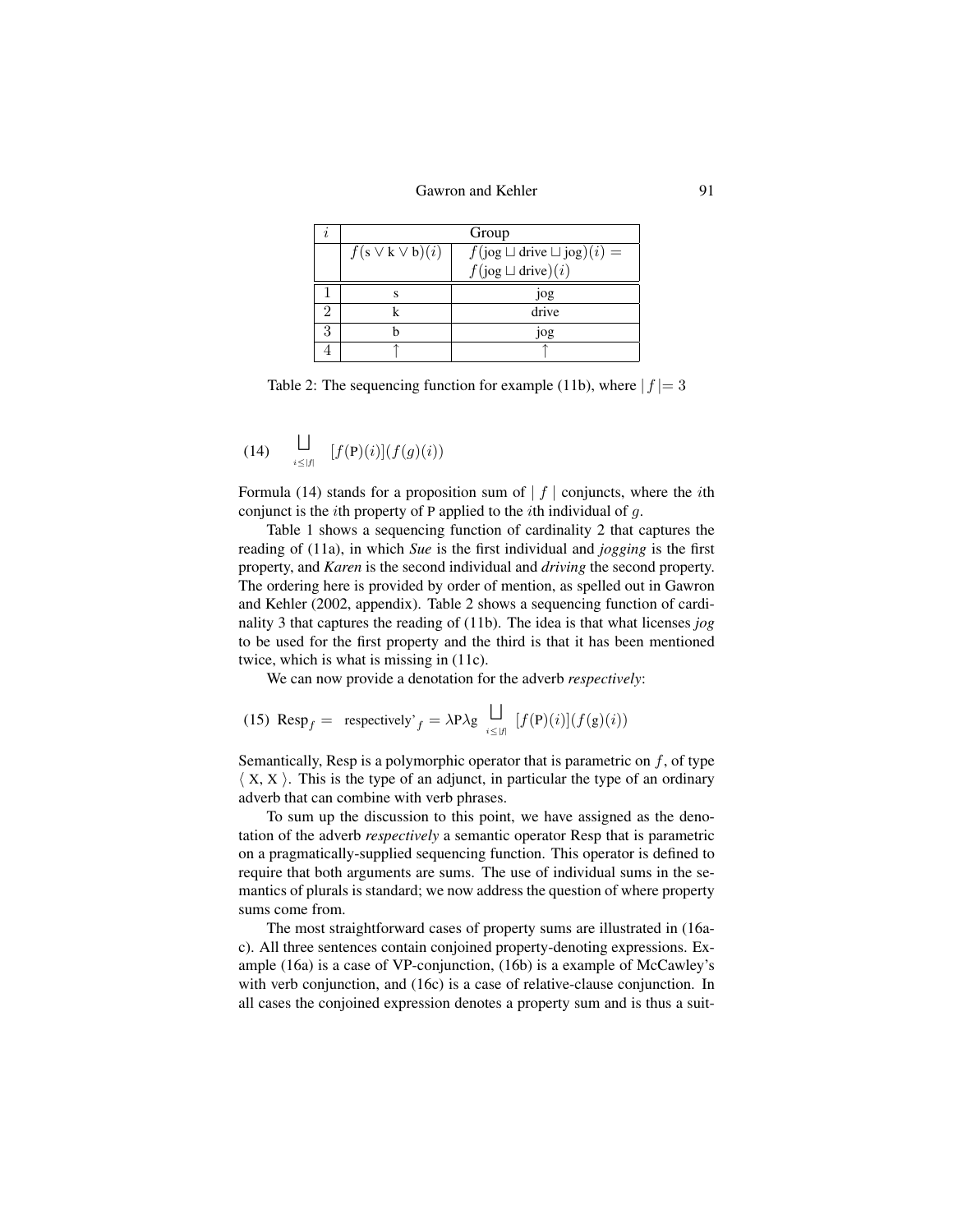| $i$ | Group | |
|---|---|---|
| | $f(\text{s} \vee \text{k} \vee \text{b})(i)$ | $f(\text{jog} \sqcup \text{drive} \sqcup \text{jog})(i) =$ $f(\text{jog} \sqcup \text{drive})(i)$ |
| 1 | s | jog |
| 2 | k | drive |
| 3 | b | jog |
| 4 | $\uparrow$ | $\uparrow$ |

Table 2: The sequencing function for example (11b), where $|f| = 3$

$$(14) \quad \bigsqcup_{i \leq |f|} \; [f(\mathrm{P})(i)](f(g)(i))$$

Formula (14) stands for a proposition sum of $|f|$ conjuncts, where the $i$th conjunct is the $i$th property of P applied to the $i$th individual of $g$.

Table 1 shows a sequencing function of cardinality 2 that captures the reading of (11a), in which *Sue* is the first individual and *jogging* is the first property, and *Karen* is the second individual and *driving* the second property. The ordering here is provided by order of mention, as spelled out in Gawron and Kehler (2002, appendix). Table 2 shows a sequencing function of cardinality 3 that captures the reading of (11b). The idea is that what licenses *jog* to be used for the first property and the third is that it has been mentioned twice, which is what is missing in (11c).

We can now provide a denotation for the adverb *respectively*:

$$(15) \ \mathrm{Resp}_f = \ \text{respectively'}_f = \lambda \mathrm{P} \lambda \mathrm{g} \bigsqcup_{i \leq |f|} \; [f(\mathrm{P})(i)](f(\mathrm{g})(i))$$

Semantically, Resp is a polymorphic operator that is parametric on $f$, of type $\langle$ X, X $\rangle$. This is the type of an adjunct, in particular the type of an ordinary adverb that can combine with verb phrases.

To sum up the discussion to this point, we have assigned as the denotation of the adverb *respectively* a semantic operator Resp that is parametric on a pragmatically-supplied sequencing function. This operator is defined to require that both arguments are sums. The use of individual sums in the semantics of plurals is standard; we now address the question of where property sums come from.

The most straightforward cases of property sums are illustrated in (16a-c). All three sentences contain conjoined property-denoting expressions. Example (16a) is a case of VP-conjunction, (16b) is a example of McCawley's with verb conjunction, and (16c) is a case of relative-clause conjunction. In all cases the conjoined expression denotes a property sum and is thus a suit-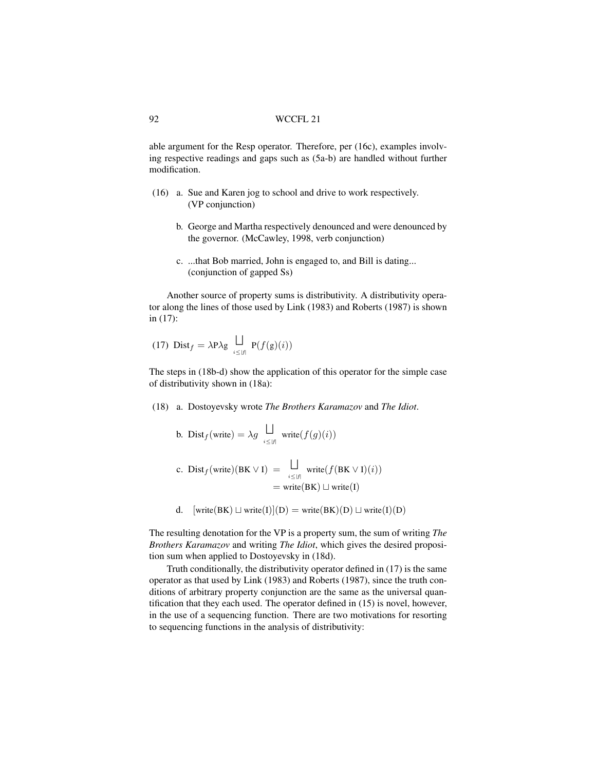able argument for the Resp operator. Therefore, per (16c), examples involving respective readings and gaps such as (5a-b) are handled without further modification.

(16) a. Sue and Karen jog to school and drive to work respectively. (VP conjunction)

b. George and Martha respectively denounced and were denounced by the governor. (McCawley, 1998, verb conjunction)

c. ...that Bob married, John is engaged to, and Bill is dating... (conjunction of gapped Ss)

Another source of property sums is distributivity. A distributivity operator along the lines of those used by Link (1983) and Roberts (1987) is shown in (17):

(17) $\text{Dist}_f = \lambda \text{P} \lambda \text{g} \bigsqcup_{i \leq |f|} \text{P}(f(\text{g})(i))$

The steps in (18b-d) show the application of this operator for the simple case of distributivity shown in (18a):

(18) a. Dostoyevsky wrote *The Brothers Karamazov* and *The Idiot*.

b. $\text{Dist}_f(\text{write}) = \lambda g \bigsqcup_{i \leq |f|} \text{write}(f(g)(i))$

c. $\text{Dist}_f(\text{write})(\text{BK} \vee \text{I}) = \bigsqcup_{i \leq |f|} \text{write}(f(\text{BK} \vee \text{I})(i))$
$= \text{write}(\text{BK}) \sqcup \text{write}(\text{I})$

d. $[\text{write}(\text{BK}) \sqcup \text{write}(\text{I})](\text{D}) = \text{write}(\text{BK})(\text{D}) \sqcup \text{write}(\text{I})(\text{D})$

The resulting denotation for the VP is a property sum, the sum of writing *The Brothers Karamazov* and writing *The Idiot*, which gives the desired proposition sum when applied to Dostoyevsky in (18d).

Truth conditionally, the distributivity operator defined in (17) is the same operator as that used by Link (1983) and Roberts (1987), since the truth conditions of arbitrary property conjunction are the same as the universal quantification that they each used. The operator defined in (15) is novel, however, in the use of a sequencing function. There are two motivations for resorting to sequencing functions in the analysis of distributivity: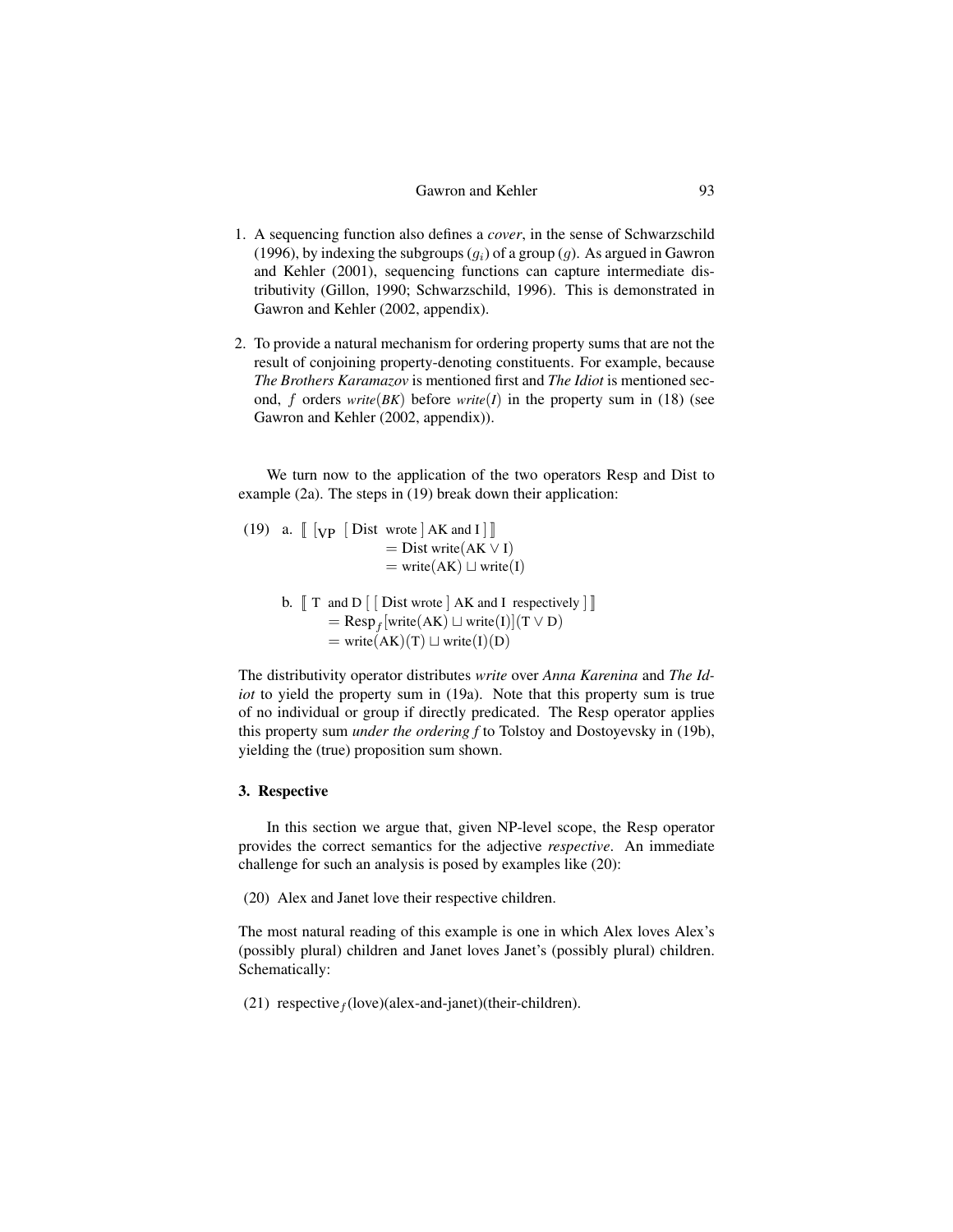1. A sequencing function also defines a *cover*, in the sense of Schwarzschild (1996), by indexing the subgroups ($g_i$) of a group ($g$). As argued in Gawron and Kehler (2001), sequencing functions can capture intermediate distributivity (Gillon, 1990; Schwarzschild, 1996). This is demonstrated in Gawron and Kehler (2002, appendix).

2. To provide a natural mechanism for ordering property sums that are not the result of conjoining property-denoting constituents. For example, because *The Brothers Karamazov* is mentioned first and *The Idiot* is mentioned second, $f$ orders $write(BK)$ before $write(I)$ in the property sum in (18) (see Gawron and Kehler (2002, appendix)).

We turn now to the application of the two operators Resp and Dist to example (2a). The steps in (19) break down their application:

(19) a. $[\![\ [_{\text{VP}}\ [\text{ Dist wrote }]\text{ AK and I }]\ ]\!]$
$= \text{Dist write}(\text{AK} \vee \text{I})$
$= \text{write}(\text{AK}) \sqcup \text{write}(\text{I})$

b. $[\![\ \text{T and D}\ [\ [\text{ Dist wrote }]\text{ AK and I respectively }]\ ]\!]$
$= \text{Resp}_f[\text{write}(\text{AK}) \sqcup \text{write}(\text{I})](\text{T} \vee \text{D})$
$= \text{write}(\text{AK})(\text{T}) \sqcup \text{write}(\text{I})(\text{D})$

The distributivity operator distributes *write* over *Anna Karenina* and *The Idiot* to yield the property sum in (19a). Note that this property sum is true of no individual or group if directly predicated. The Resp operator applies this property sum *under the ordering f* to Tolstoy and Dostoyevsky in (19b), yielding the (true) proposition sum shown.

### 3. Respective

In this section we argue that, given NP-level scope, the Resp operator provides the correct semantics for the adjective *respective*. An immediate challenge for such an analysis is posed by examples like (20):

(20) Alex and Janet love their respective children.

The most natural reading of this example is one in which Alex loves Alex's (possibly plural) children and Janet loves Janet's (possibly plural) children. Schematically:

(21) $\text{respective}_f$(love)(alex-and-janet)(their-children).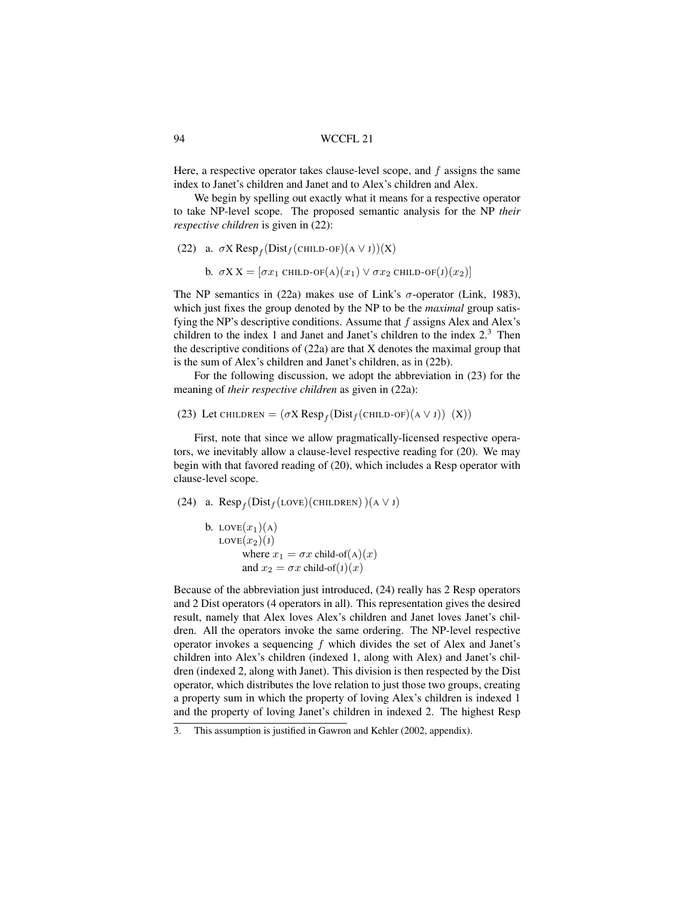Here, a respective operator takes clause-level scope, and $f$ assigns the same index to Janet's children and Janet and to Alex's children and Alex.

We begin by spelling out exactly what it means for a respective operator to take NP-level scope. The proposed semantic analysis for the NP *their respective children* is given in (22):

(22) a. $\sigma \mathrm{X}\, \mathrm{Resp}_f(\mathrm{Dist}_f(\textsc{child-of})(\textsc{a} \vee \textsc{j}))(\mathrm{X})$

b. $\sigma \mathrm{X}\, \mathrm{X} = [\sigma x_1\ \textsc{child-of}(\textsc{a})(x_1) \vee \sigma x_2\ \textsc{child-of}(\textsc{j})(x_2)]$

The NP semantics in (22a) makes use of Link's $\sigma$-operator (Link, 1983), which just fixes the group denoted by the NP to be the *maximal* group satisfying the NP's descriptive conditions. Assume that $f$ assigns Alex and Alex's children to the index 1 and Janet and Janet's children to the index 2.[3] Then the descriptive conditions of (22a) are that X denotes the maximal group that is the sum of Alex's children and Janet's children, as in (22b).

For the following discussion, we adopt the abbreviation in (23) for the meaning of *their respective children* as given in (22a):

(23) Let $\textsc{children} = (\sigma \mathrm{X}\, \mathrm{Resp}_f(\mathrm{Dist}_f(\textsc{child-of})(\textsc{a} \vee \textsc{j}))\ (\mathrm{X}))$

First, note that since we allow pragmatically-licensed respective operators, we inevitably allow a clause-level respective reading for (20). We may begin with that favored reading of (20), which includes a Resp operator with clause-level scope.

(24) a. $\mathrm{Resp}_f(\mathrm{Dist}_f(\textsc{love})(\textsc{children}))(\textsc{a} \vee \textsc{j})$

b. $\textsc{love}(x_1)(\textsc{a})$
$\textsc{love}(x_2)(\textsc{j})$
where $x_1 = \sigma x$ child-of$(\textsc{a})(x)$
and $x_2 = \sigma x$ child-of$(\textsc{j})(x)$

Because of the abbreviation just introduced, (24) really has 2 Resp operators and 2 Dist operators (4 operators in all). This representation gives the desired result, namely that Alex loves Alex's children and Janet loves Janet's children. All the operators invoke the same ordering. The NP-level respective operator invokes a sequencing $f$ which divides the set of Alex and Janet's children into Alex's children (indexed 1, along with Alex) and Janet's children (indexed 2, along with Janet). This division is then respected by the Dist operator, which distributes the love relation to just those two groups, creating a property sum in which the property of loving Alex's children is indexed 1 and the property of loving Janet's children in indexed 2. The highest Resp

3. This assumption is justified in Gawron and Kehler (2002, appendix).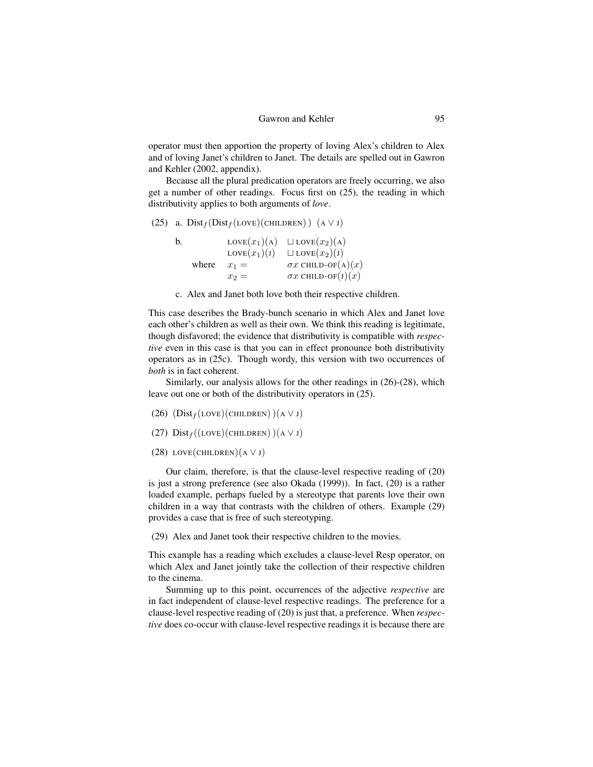operator must then apportion the property of loving Alex's children to Alex and of loving Janet's children to Janet. The details are spelled out in Gawron and Kehler (2002, appendix).

Because all the plural predication operators are freely occurring, we also get a number of other readings. Focus first on (25), the reading in which distributivity applies to both arguments of *love*.

(25) a. $\text{Dist}_f(\text{Dist}_f(\textsc{love})(\textsc{children}))\ (\textsc{a} \vee \textsc{j})$

b.
$$\begin{array}{lll} & \textsc{love}(x_1)(\textsc{a}) & \sqcup\, \textsc{love}(x_2)(\textsc{a}) \\ & \textsc{love}(x_1)(\textsc{j}) & \sqcup\, \textsc{love}(x_2)(\textsc{j}) \\ \text{where} & x_1 = & \sigma x\ \textsc{child-of}(\textsc{a})(x) \\ & x_2 = & \sigma x\ \textsc{child-of}(\textsc{j})(x) \end{array}$$

c. Alex and Janet both love both their respective children.

This case describes the Brady-bunch scenario in which Alex and Janet love each other's children as well as their own. We think this reading is legitimate, though disfavored; the evidence that distributivity is compatible with *respective* even in this case is that you can in effect pronounce both distributivity operators as in (25c). Though wordy, this version with two occurrences of *both* is in fact coherent.

Similarly, our analysis allows for the other readings in (26)-(28), which leave out one or both of the distributivity operators in (25).

(26) $(\text{Dist}_f(\textsc{love})(\textsc{children}))(\textsc{a} \vee \textsc{j})$

(27) $\text{Dist}_f((\textsc{love})(\textsc{children}))(\textsc{a} \vee \textsc{j})$

(28) $\textsc{love}(\textsc{children})(\textsc{a} \vee \textsc{j})$

Our claim, therefore, is that the clause-level respective reading of (20) is just a strong preference (see also Okada (1999)). In fact, (20) is a rather loaded example, perhaps fueled by a stereotype that parents love their own children in a way that contrasts with the children of others. Example (29) provides a case that is free of such stereotyping.

(29) Alex and Janet took their respective children to the movies.

This example has a reading which excludes a clause-level Resp operator, on which Alex and Janet jointly take the collection of their respective children to the cinema.

Summing up to this point, occurrences of the adjective *respective* are in fact independent of clause-level respective readings. The preference for a clause-level respective reading of (20) is just that, a preference. When *respective* does co-occur with clause-level respective readings it is because there are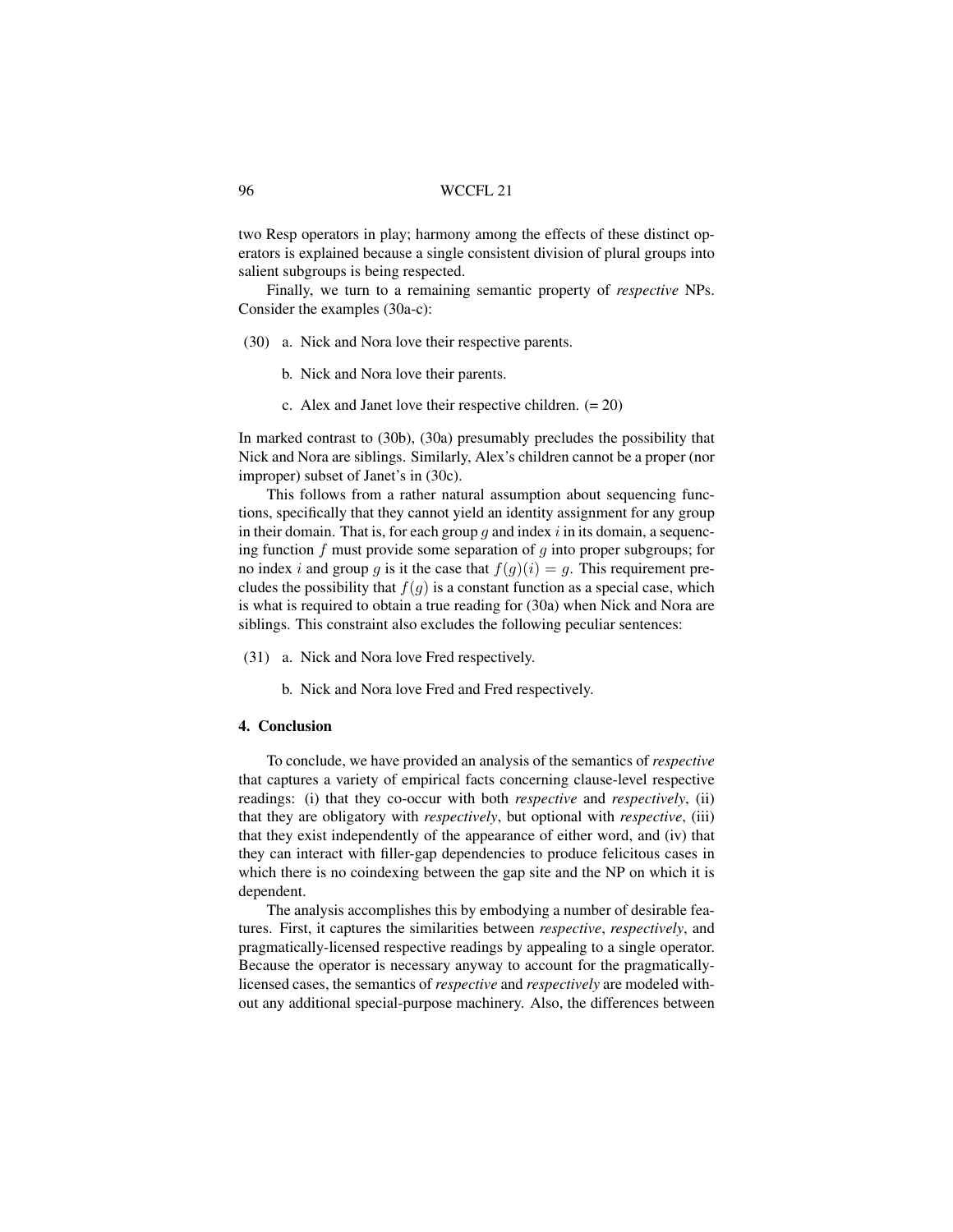two Resp operators in play; harmony among the effects of these distinct operators is explained because a single consistent division of plural groups into salient subgroups is being respected.

Finally, we turn to a remaining semantic property of *respective* NPs. Consider the examples (30a-c):

(30) a. Nick and Nora love their respective parents.

b. Nick and Nora love their parents.

c. Alex and Janet love their respective children. (= 20)

In marked contrast to (30b), (30a) presumably precludes the possibility that Nick and Nora are siblings. Similarly, Alex's children cannot be a proper (nor improper) subset of Janet's in (30c).

This follows from a rather natural assumption about sequencing functions, specifically that they cannot yield an identity assignment for any group in their domain. That is, for each group $g$ and index $i$ in its domain, a sequencing function $f$ must provide some separation of $g$ into proper subgroups; for no index $i$ and group $g$ is it the case that $f(g)(i) = g$. This requirement precludes the possibility that $f(g)$ is a constant function as a special case, which is what is required to obtain a true reading for (30a) when Nick and Nora are siblings. This constraint also excludes the following peculiar sentences:

(31) a. Nick and Nora love Fred respectively.

b. Nick and Nora love Fred and Fred respectively.

### 4. Conclusion

To conclude, we have provided an analysis of the semantics of *respective* that captures a variety of empirical facts concerning clause-level respective readings: (i) that they co-occur with both *respective* and *respectively*, (ii) that they are obligatory with *respectively*, but optional with *respective*, (iii) that they exist independently of the appearance of either word, and (iv) that they can interact with filler-gap dependencies to produce felicitous cases in which there is no coindexing between the gap site and the NP on which it is dependent.

The analysis accomplishes this by embodying a number of desirable features. First, it captures the similarities between *respective*, *respectively*, and pragmatically-licensed respective readings by appealing to a single operator. Because the operator is necessary anyway to account for the pragmatically-licensed cases, the semantics of *respective* and *respectively* are modeled without any additional special-purpose machinery. Also, the differences between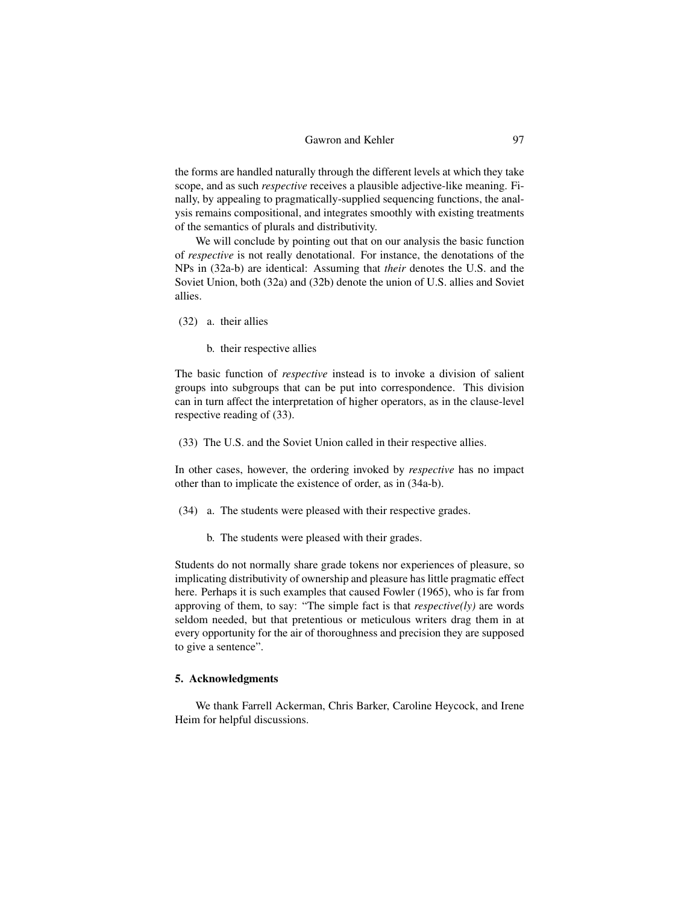the forms are handled naturally through the different levels at which they take scope, and as such *respective* receives a plausible adjective-like meaning. Finally, by appealing to pragmatically-supplied sequencing functions, the analysis remains compositional, and integrates smoothly with existing treatments of the semantics of plurals and distributivity.

We will conclude by pointing out that on our analysis the basic function of *respective* is not really denotational. For instance, the denotations of the NPs in (32a-b) are identical: Assuming that *their* denotes the U.S. and the Soviet Union, both (32a) and (32b) denote the union of U.S. allies and Soviet allies.

(32) a. their allies

b. their respective allies

The basic function of *respective* instead is to invoke a division of salient groups into subgroups that can be put into correspondence. This division can in turn affect the interpretation of higher operators, as in the clause-level respective reading of (33).

(33) The U.S. and the Soviet Union called in their respective allies.

In other cases, however, the ordering invoked by *respective* has no impact other than to implicate the existence of order, as in (34a-b).

(34) a. The students were pleased with their respective grades.

b. The students were pleased with their grades.

Students do not normally share grade tokens nor experiences of pleasure, so implicating distributivity of ownership and pleasure has little pragmatic effect here. Perhaps it is such examples that caused Fowler (1965), who is far from approving of them, to say: "The simple fact is that *respective(ly)* are words seldom needed, but that pretentious or meticulous writers drag them in at every opportunity for the air of thoroughness and precision they are supposed to give a sentence".

## 5. Acknowledgments

We thank Farrell Ackerman, Chris Barker, Caroline Heycock, and Irene Heim for helpful discussions.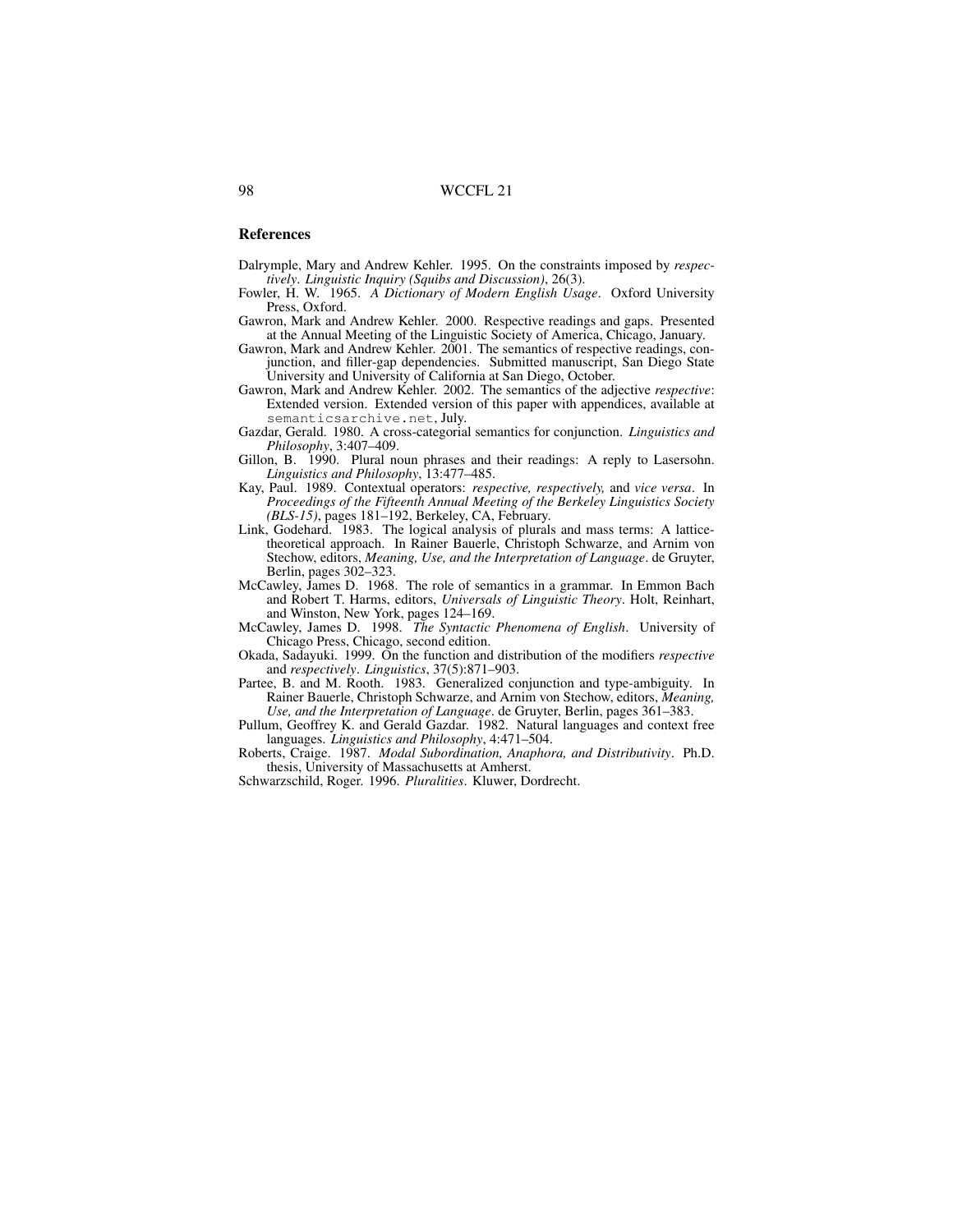## References

Dalrymple, Mary and Andrew Kehler. 1995. On the constraints imposed by *respectively*. *Linguistic Inquiry (Squibs and Discussion)*, 26(3).

Fowler, H. W. 1965. *A Dictionary of Modern English Usage*. Oxford University Press, Oxford.

Gawron, Mark and Andrew Kehler. 2000. Respective readings and gaps. Presented at the Annual Meeting of the Linguistic Society of America, Chicago, January.

Gawron, Mark and Andrew Kehler. 2001. The semantics of respective readings, conjunction, and filler-gap dependencies. Submitted manuscript, San Diego State University and University of California at San Diego, October.

Gawron, Mark and Andrew Kehler. 2002. The semantics of the adjective *respective*: Extended version. Extended version of this paper with appendices, available at `semanticsarchive.net`, July.

Gazdar, Gerald. 1980. A cross-categorial semantics for conjunction. *Linguistics and Philosophy*, 3:407–409.

Gillon, B. 1990. Plural noun phrases and their readings: A reply to Lasersohn. *Linguistics and Philosophy*, 13:477–485.

Kay, Paul. 1989. Contextual operators: *respective, respectively,* and *vice versa*. In *Proceedings of the Fifteenth Annual Meeting of the Berkeley Linguistics Society (BLS-15)*, pages 181–192, Berkeley, CA, February.

Link, Godehard. 1983. The logical analysis of plurals and mass terms: A lattice-theoretical approach. In Rainer Bauerle, Christoph Schwarze, and Arnim von Stechow, editors, *Meaning, Use, and the Interpretation of Language*. de Gruyter, Berlin, pages 302–323.

McCawley, James D. 1968. The role of semantics in a grammar. In Emmon Bach and Robert T. Harms, editors, *Universals of Linguistic Theory*. Holt, Reinhart, and Winston, New York, pages 124–169.

McCawley, James D. 1998. *The Syntactic Phenomena of English*. University of Chicago Press, Chicago, second edition.

Okada, Sadayuki. 1999. On the function and distribution of the modifiers *respective* and *respectively*. *Linguistics*, 37(5):871–903.

Partee, B. and M. Rooth. 1983. Generalized conjunction and type-ambiguity. In Rainer Bauerle, Christoph Schwarze, and Arnim von Stechow, editors, *Meaning, Use, and the Interpretation of Language*. de Gruyter, Berlin, pages 361–383.

Pullum, Geoffrey K. and Gerald Gazdar. 1982. Natural languages and context free languages. *Linguistics and Philosophy*, 4:471–504.

Roberts, Craige. 1987. *Modal Subordination, Anaphora, and Distributivity*. Ph.D. thesis, University of Massachusetts at Amherst.

Schwarzschild, Roger. 1996. *Pluralities*. Kluwer, Dordrecht.